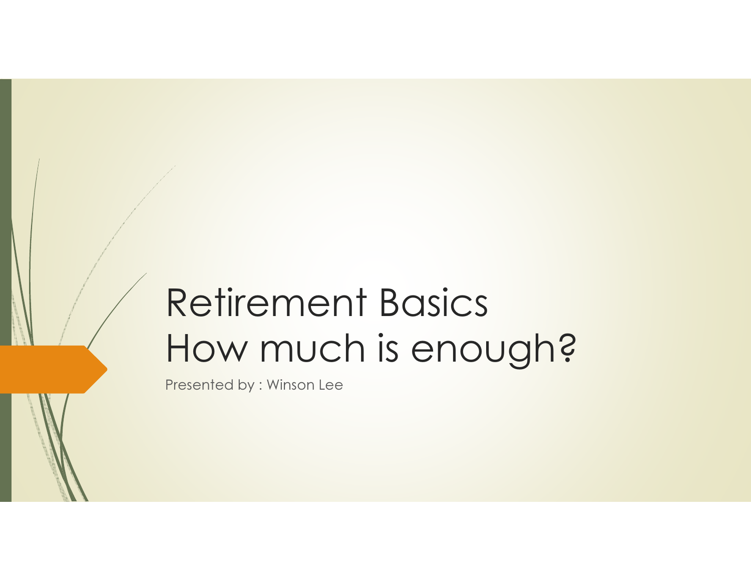# Retirement Basics
# How much is enough?

Presented by : Winson Lee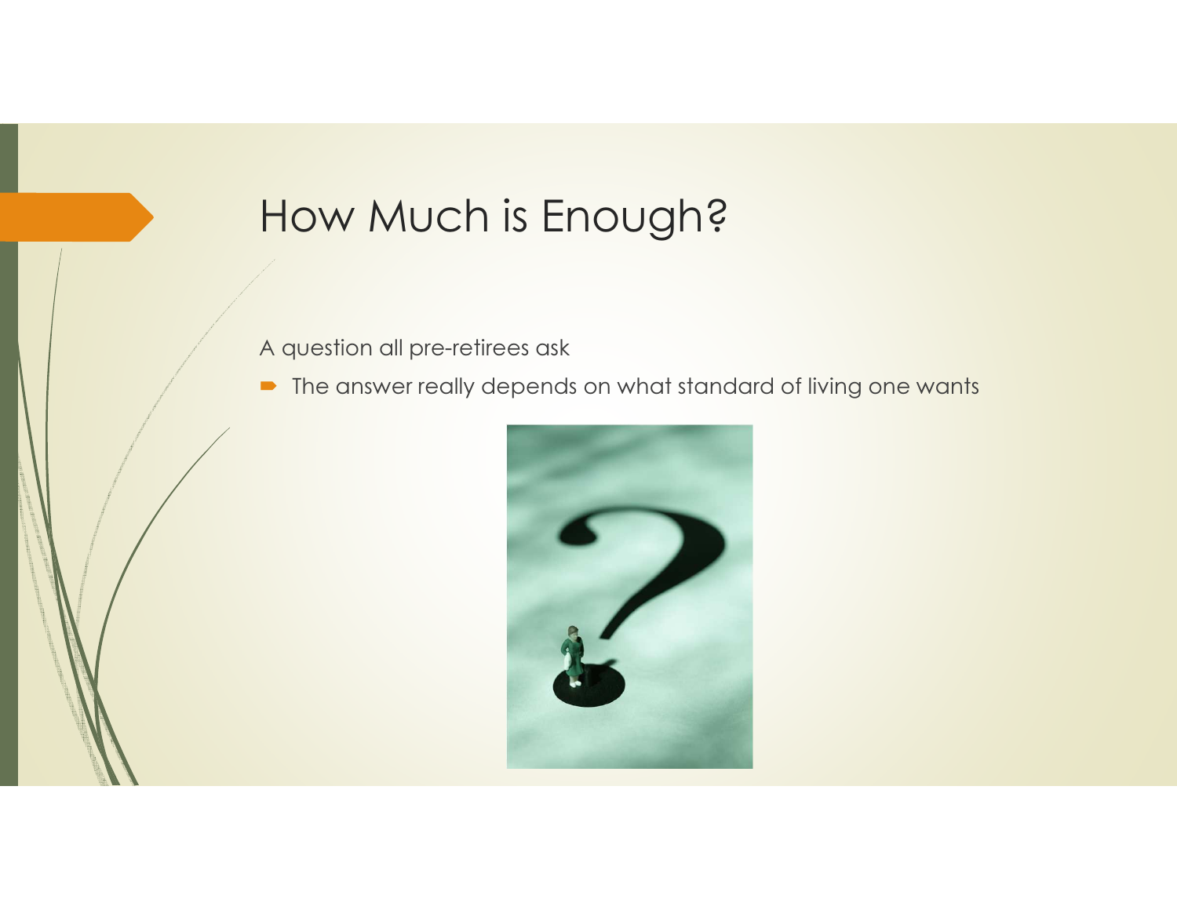# How Much is Enough?

A question all pre-retirees ask

- The answer really depends on what standard of living one wants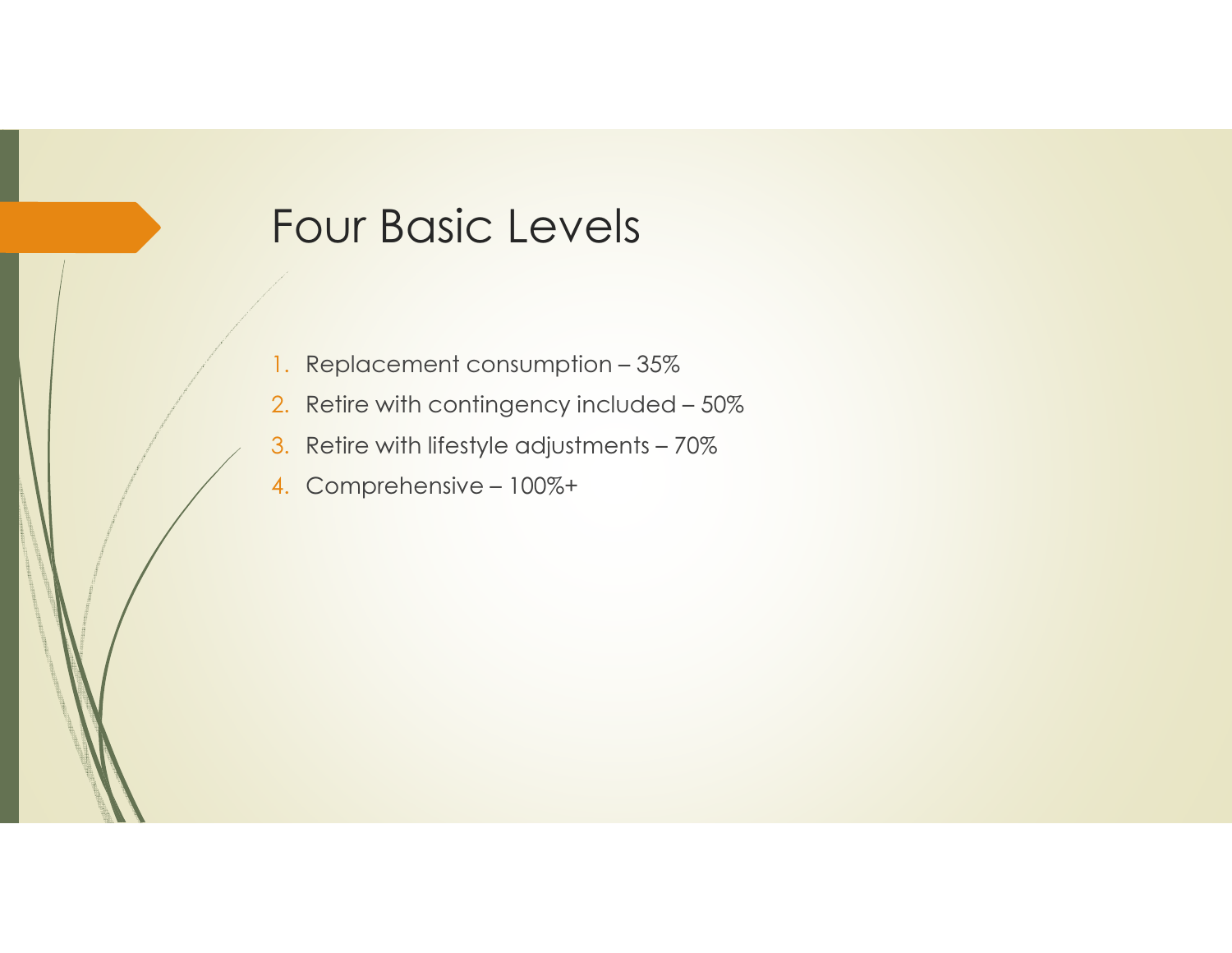# Four Basic Levels

1. Replacement consumption – 35%
2. Retire with contingency included – 50%
3. Retire with lifestyle adjustments – 70%
4. Comprehensive – 100%+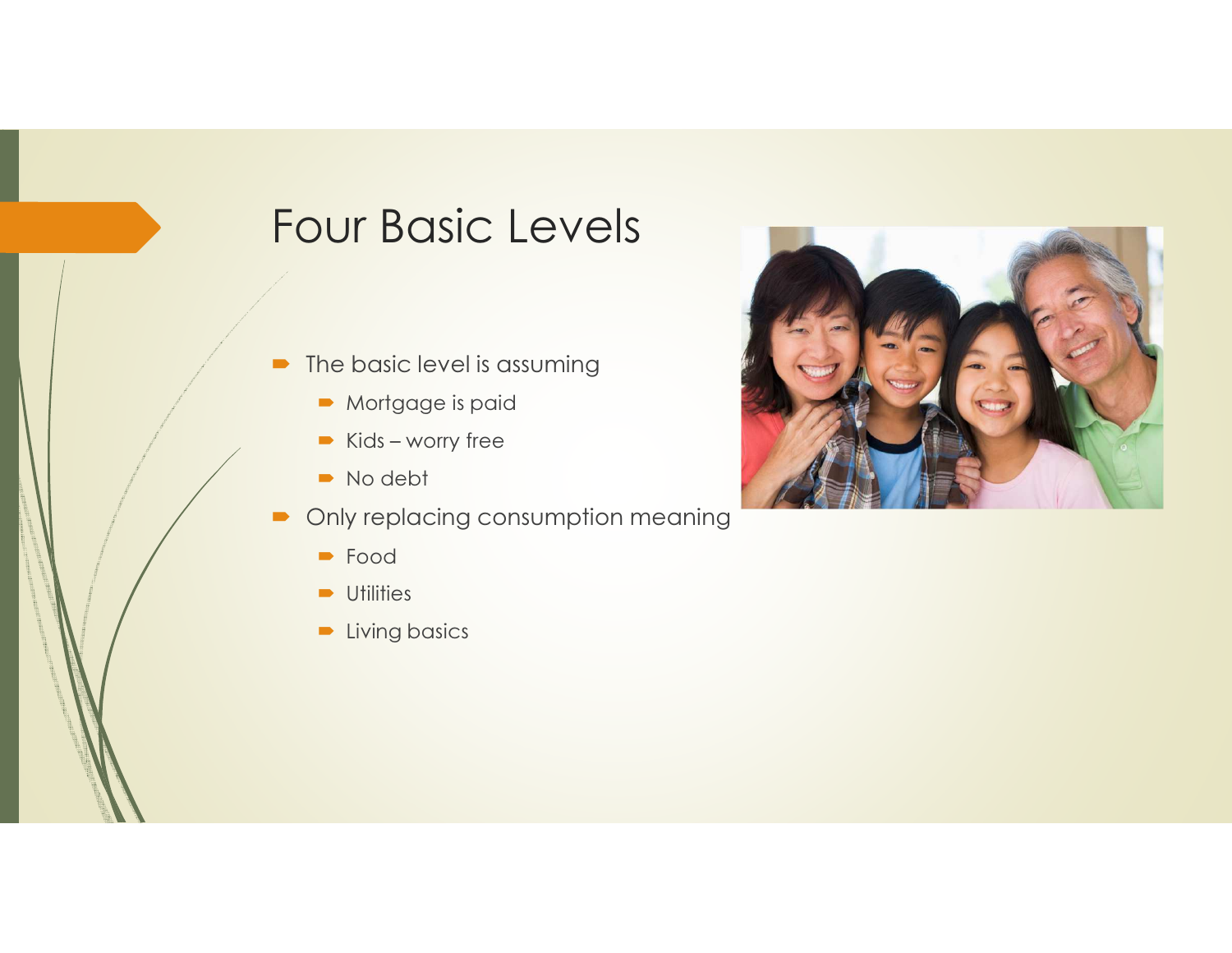# Four Basic Levels

- The basic level is assuming
  - Mortgage is paid
  - Kids – worry free
  - No debt
- Only replacing consumption meaning
  - Food
  - Utilities
  - Living basics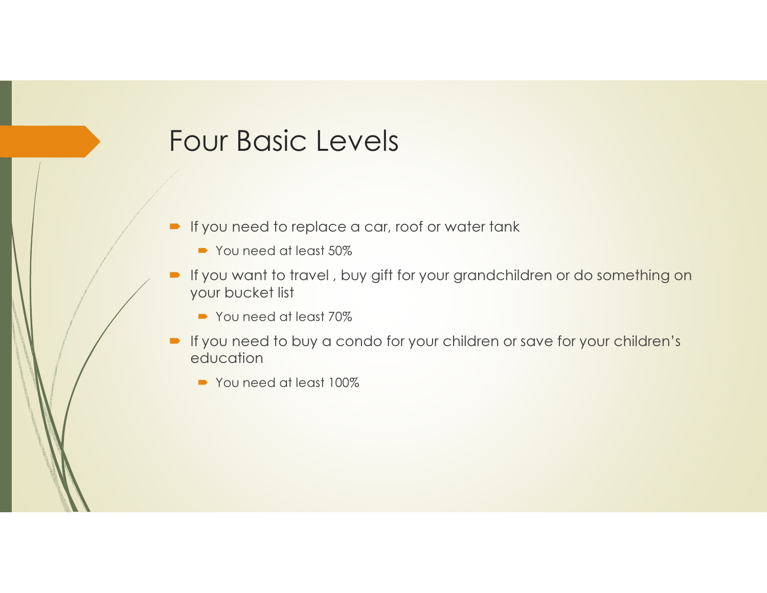# Four Basic Levels

- If you need to replace a car, roof or water tank
  - You need at least 50%
- If you want to travel , buy gift for your grandchildren or do something on your bucket list
  - You need at least 70%
- If you need to buy a condo for your children or save for your children's education
  - You need at least 100%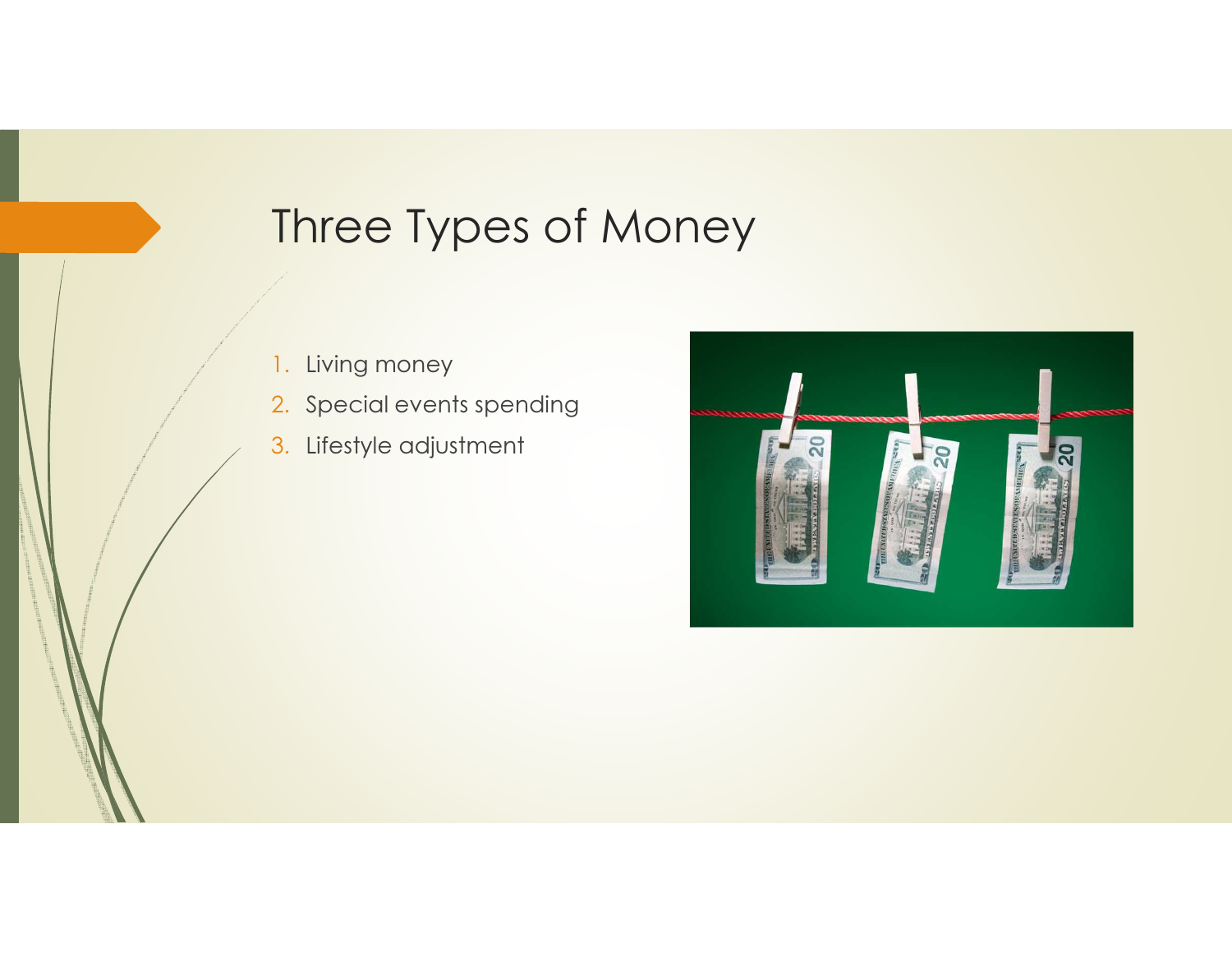# Three Types of Money

1. Living money
2. Special events spending
3. Lifestyle adjustment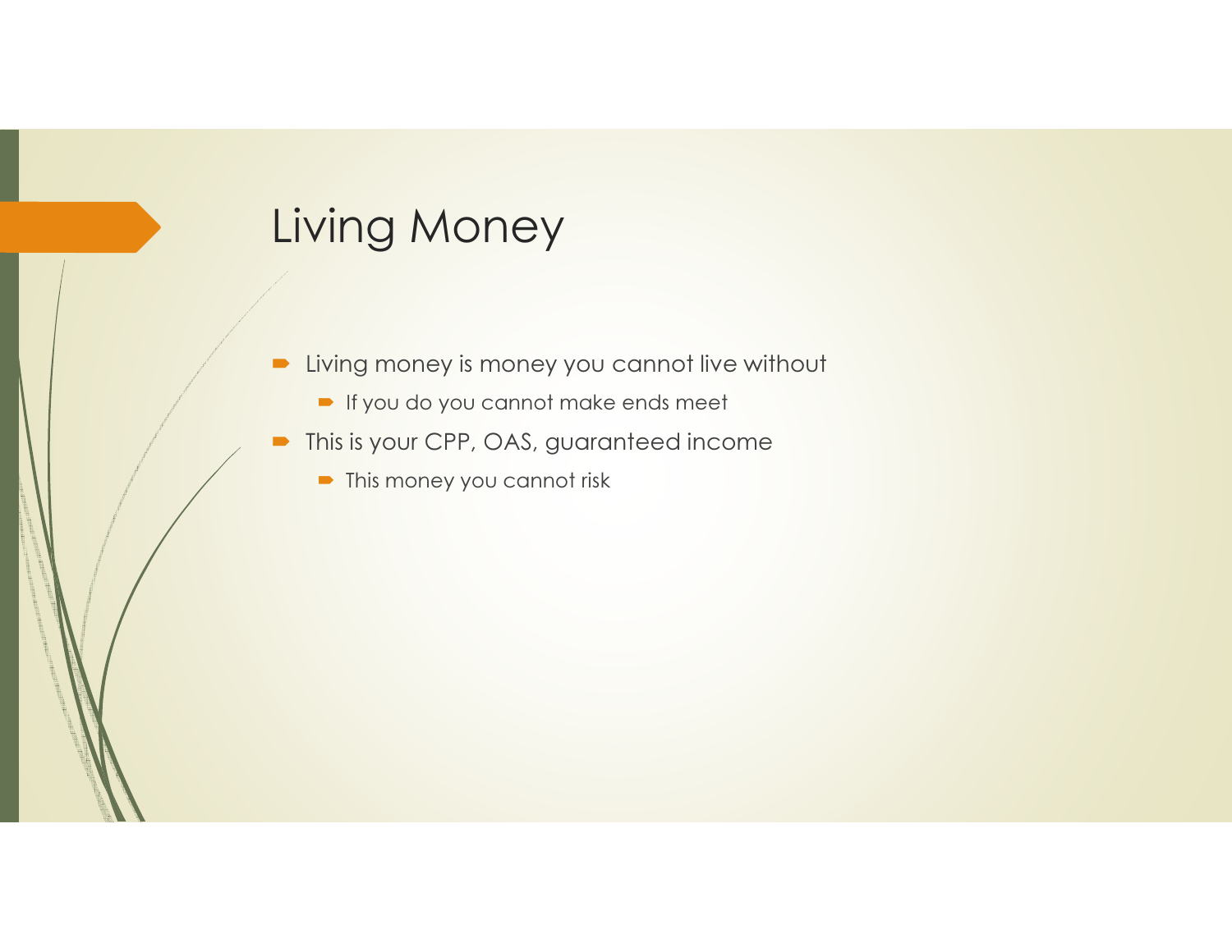# Living Money

- Living money is money you cannot live without
  - If you do you cannot make ends meet
- This is your CPP, OAS, guaranteed income
  - This money you cannot risk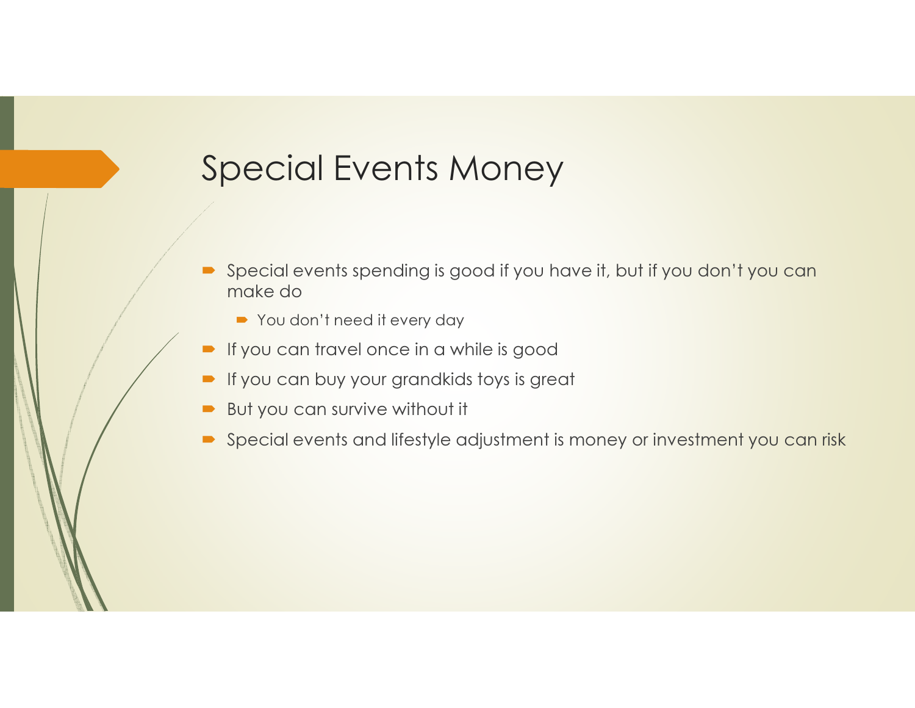# Special Events Money

- Special events spending is good if you have it, but if you don't you can make do
  - You don't need it every day
- If you can travel once in a while is good
- If you can buy your grandkids toys is great
- But you can survive without it
- Special events and lifestyle adjustment is money or investment you can risk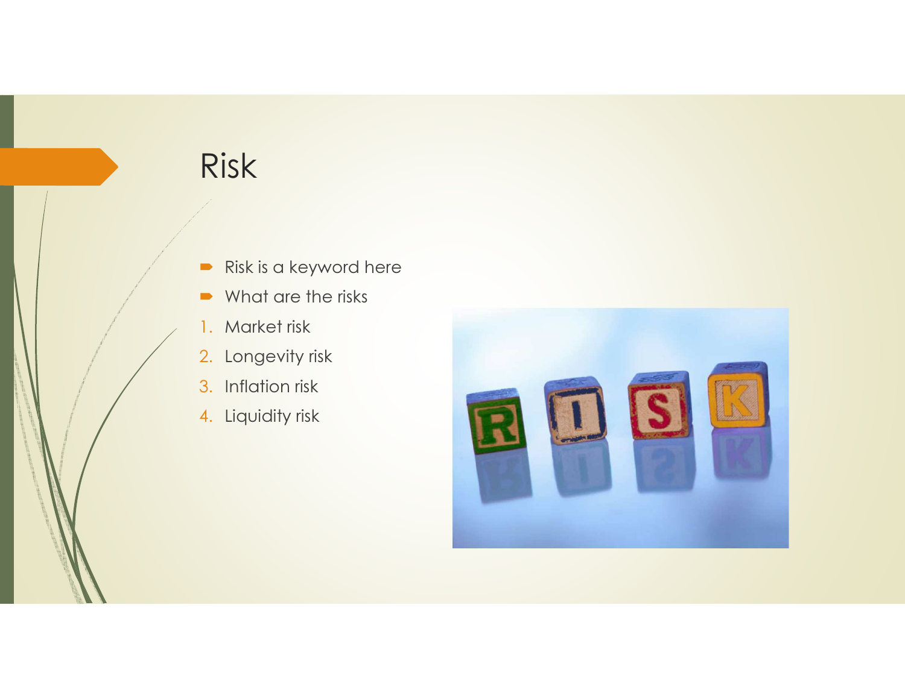# Risk

- Risk is a keyword here
- What are the risks

1. Market risk
2. Longevity risk
3. Inflation risk
4. Liquidity risk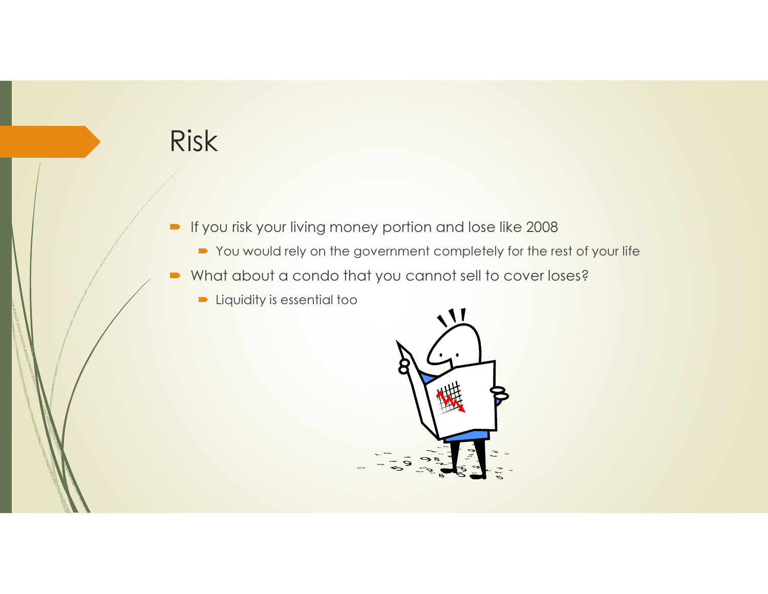# Risk

- If you risk your living money portion and lose like 2008
  - You would rely on the government completely for the rest of your life
- What about a condo that you cannot sell to cover loses?
  - Liquidity is essential too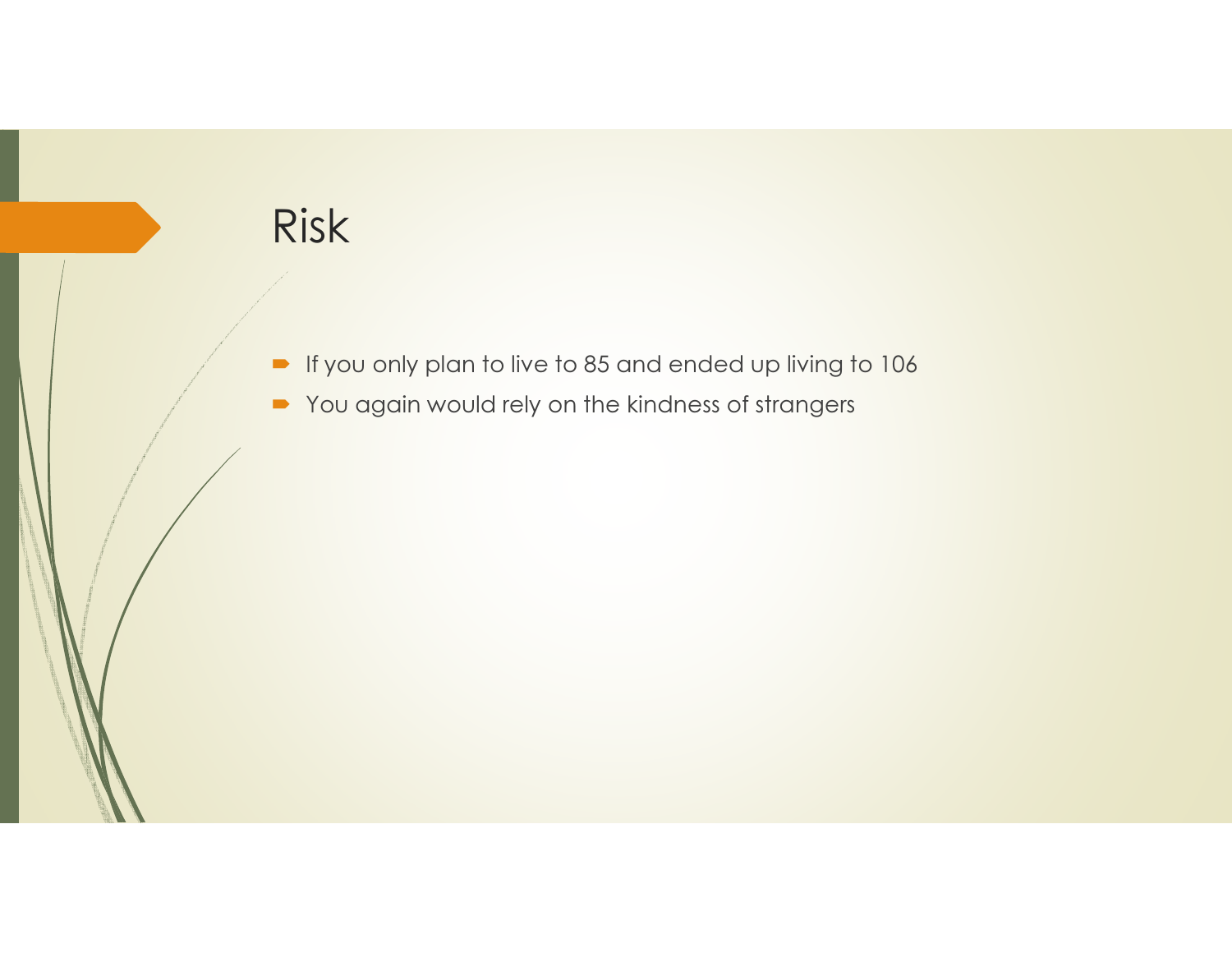# Risk

- If you only plan to live to 85 and ended up living to 106
- You again would rely on the kindness of strangers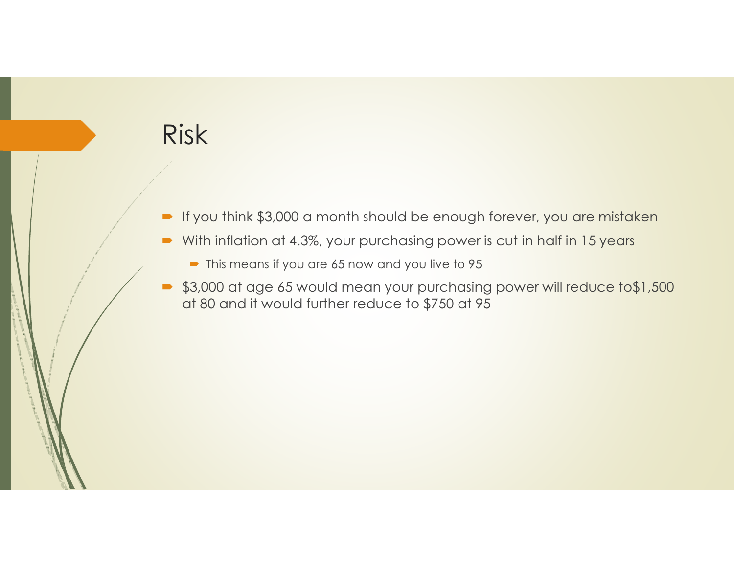# Risk

- If you think $3,000 a month should be enough forever, you are mistaken
- With inflation at 4.3%, your purchasing power is cut in half in 15 years
  - This means if you are 65 now and you live to 95
- $3,000 at age 65 would mean your purchasing power will reduce to$1,500 at 80 and it would further reduce to $750 at 95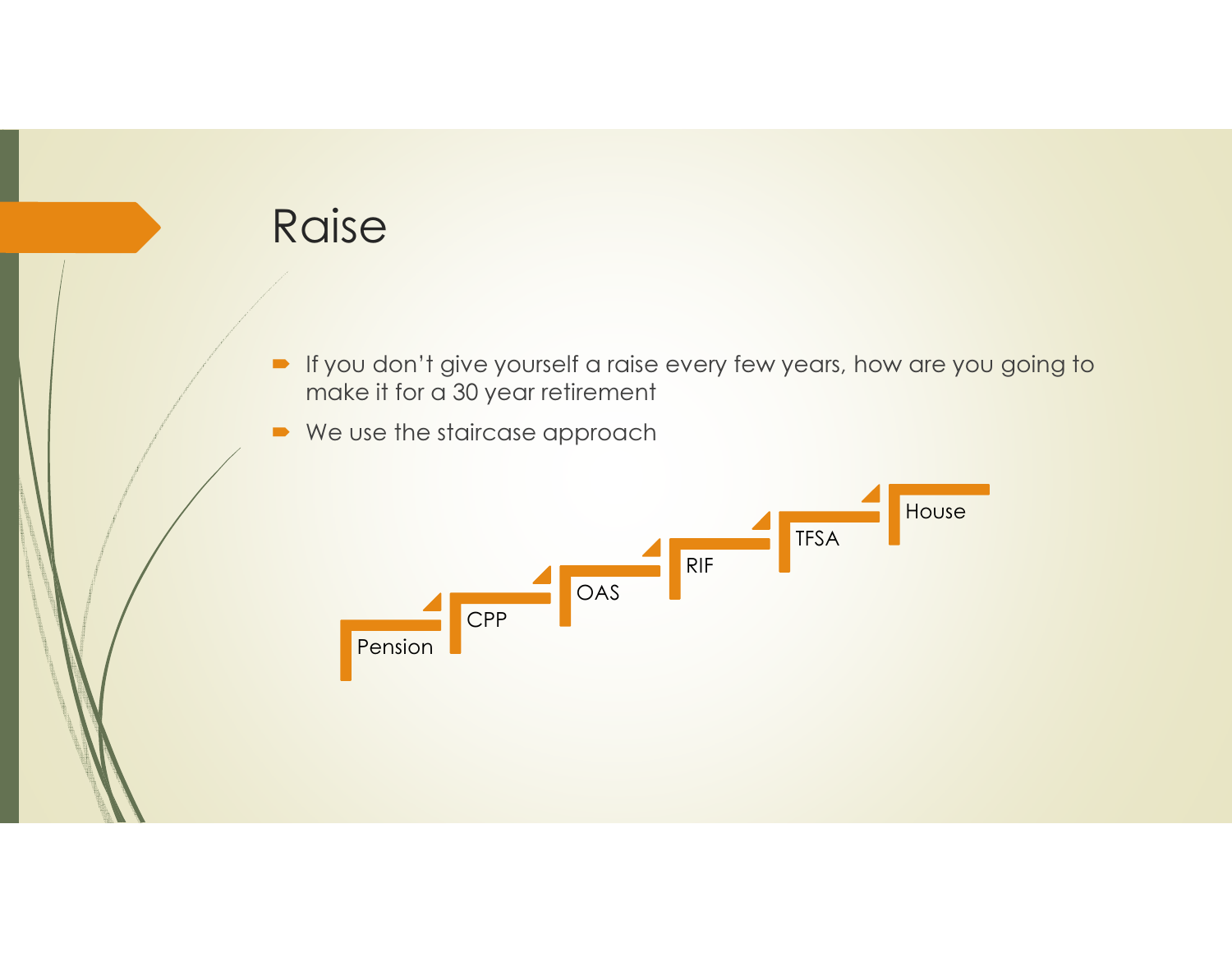# Raise

- If you don't give yourself a raise every few years, how are you going to make it for a 30 year retirement
- We use the staircase approach

Pension → CPP → OAS → RIF → TFSA → House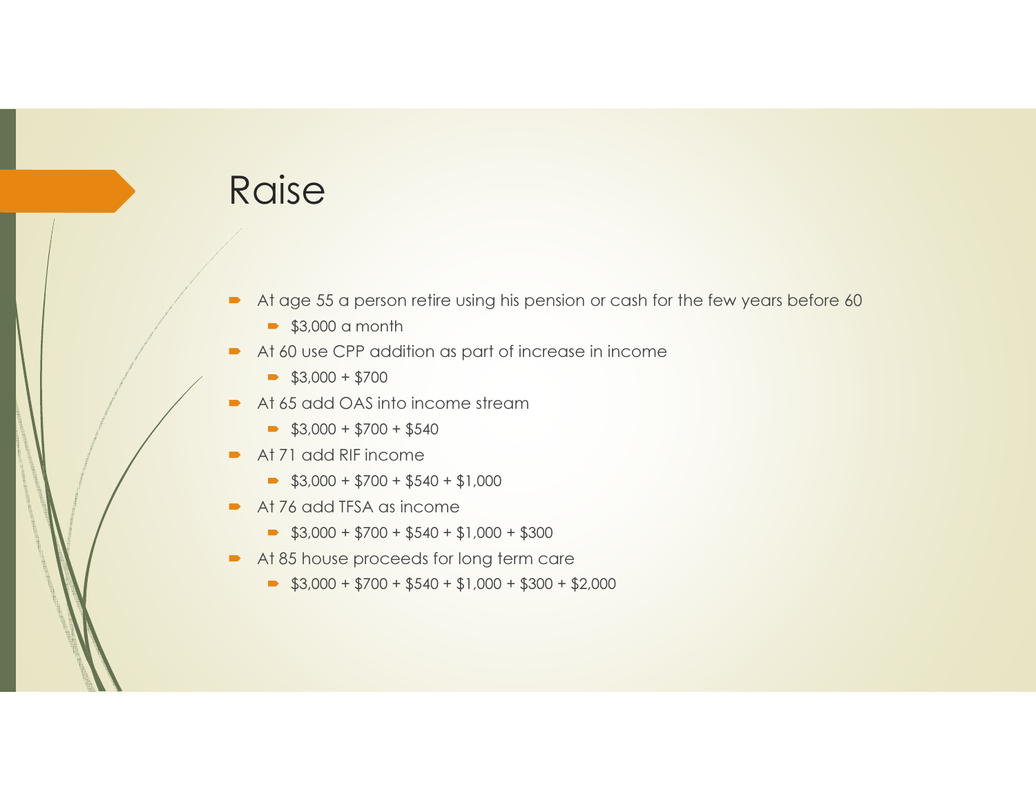# Raise

- At age 55 a person retire using his pension or cash for the few years before 60
  - $3,000 a month
- At 60 use CPP addition as part of increase in income
  - $3,000 + $700
- At 65 add OAS into income stream
  - $3,000 + $700 + $540
- At 71 add RIF income
  - $3,000 + $700 + $540 + $1,000
- At 76 add TFSA as income
  - $3,000 + $700 + $540 + $1,000 + $300
- At 85 house proceeds for long term care
  - $3,000 + $700 + $540 + $1,000 + $300 + $2,000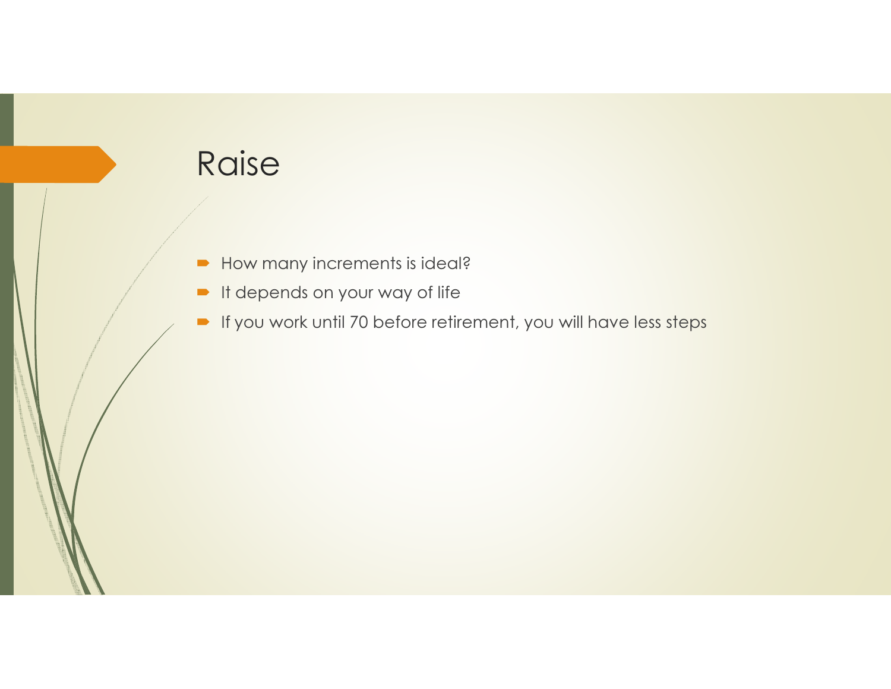# Raise

- How many increments is ideal?
- It depends on your way of life
- If you work until 70 before retirement, you will have less steps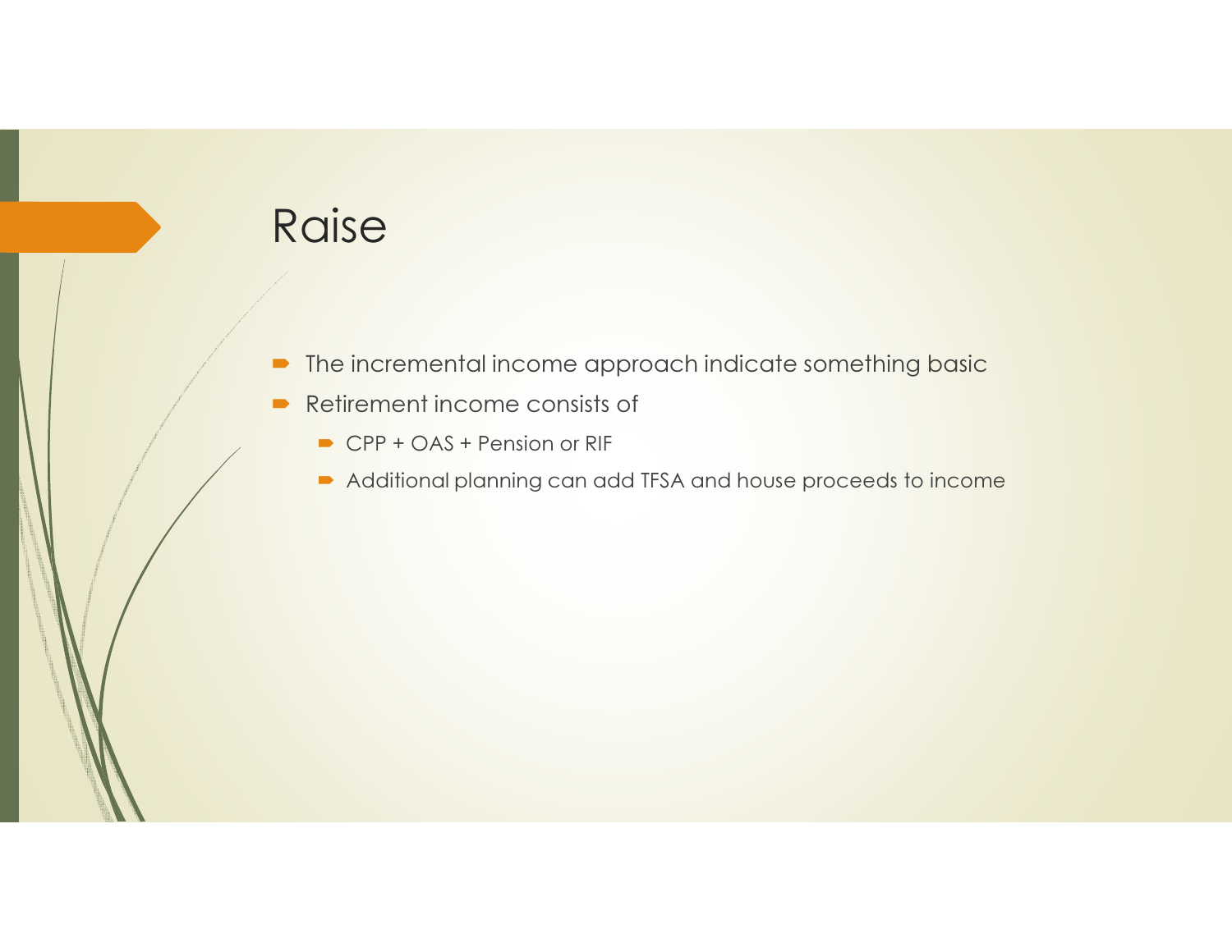# Raise

- The incremental income approach indicate something basic
- Retirement income consists of
  - CPP + OAS + Pension or RIF
  - Additional planning can add TFSA and house proceeds to income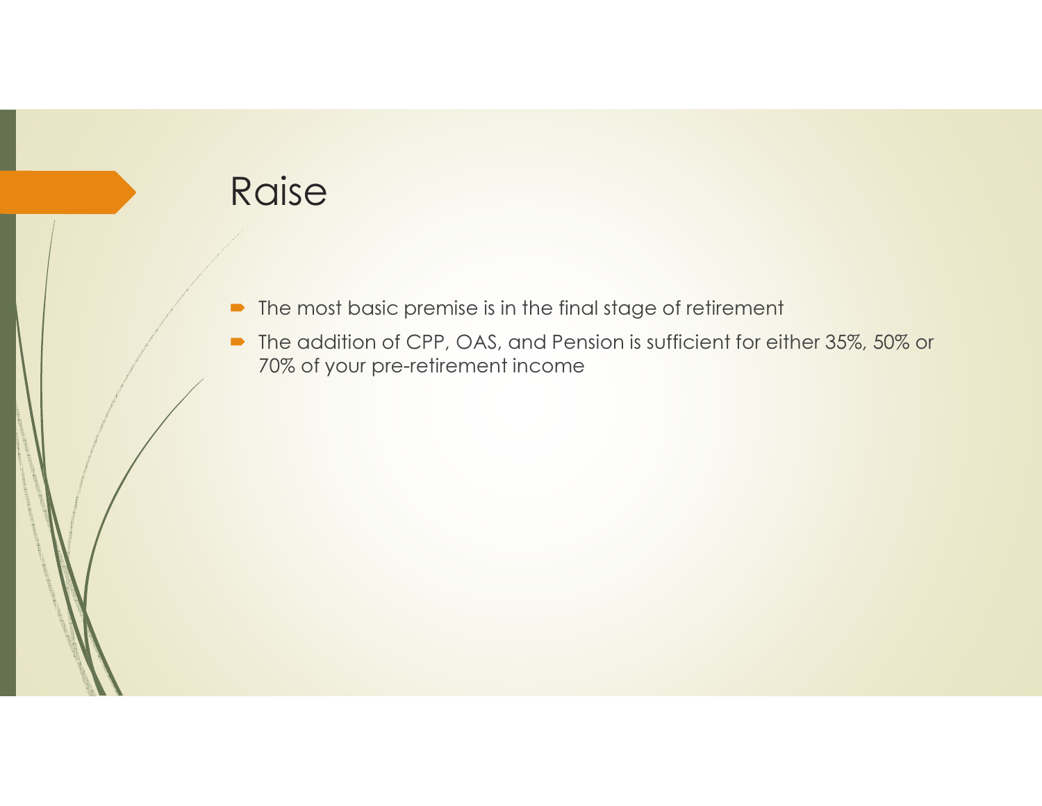# Raise

- The most basic premise is in the final stage of retirement
- The addition of CPP, OAS, and Pension is sufficient for either 35%, 50% or 70% of your pre-retirement income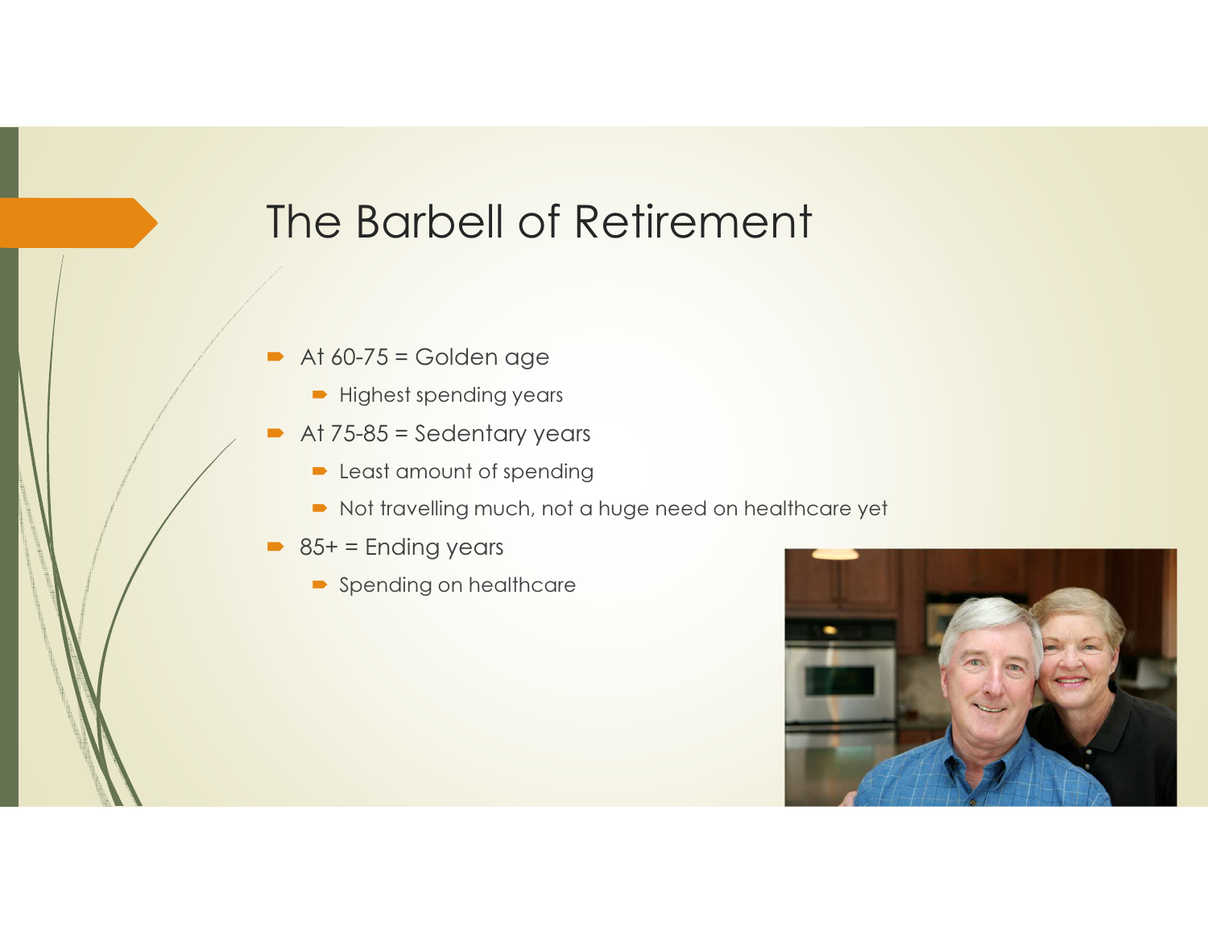# The Barbell of Retirement

- At 60-75 = Golden age
  - Highest spending years
- At 75-85 = Sedentary years
  - Least amount of spending
  - Not travelling much, not a huge need on healthcare yet
- 85+ = Ending years
  - Spending on healthcare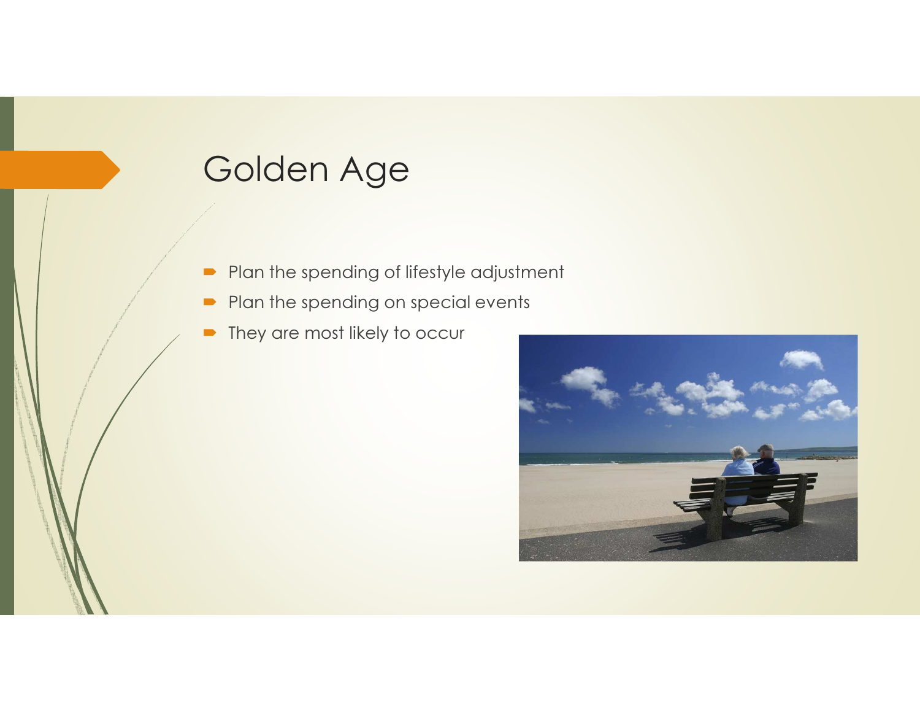# Golden Age

- Plan the spending of lifestyle adjustment
- Plan the spending on special events
- They are most likely to occur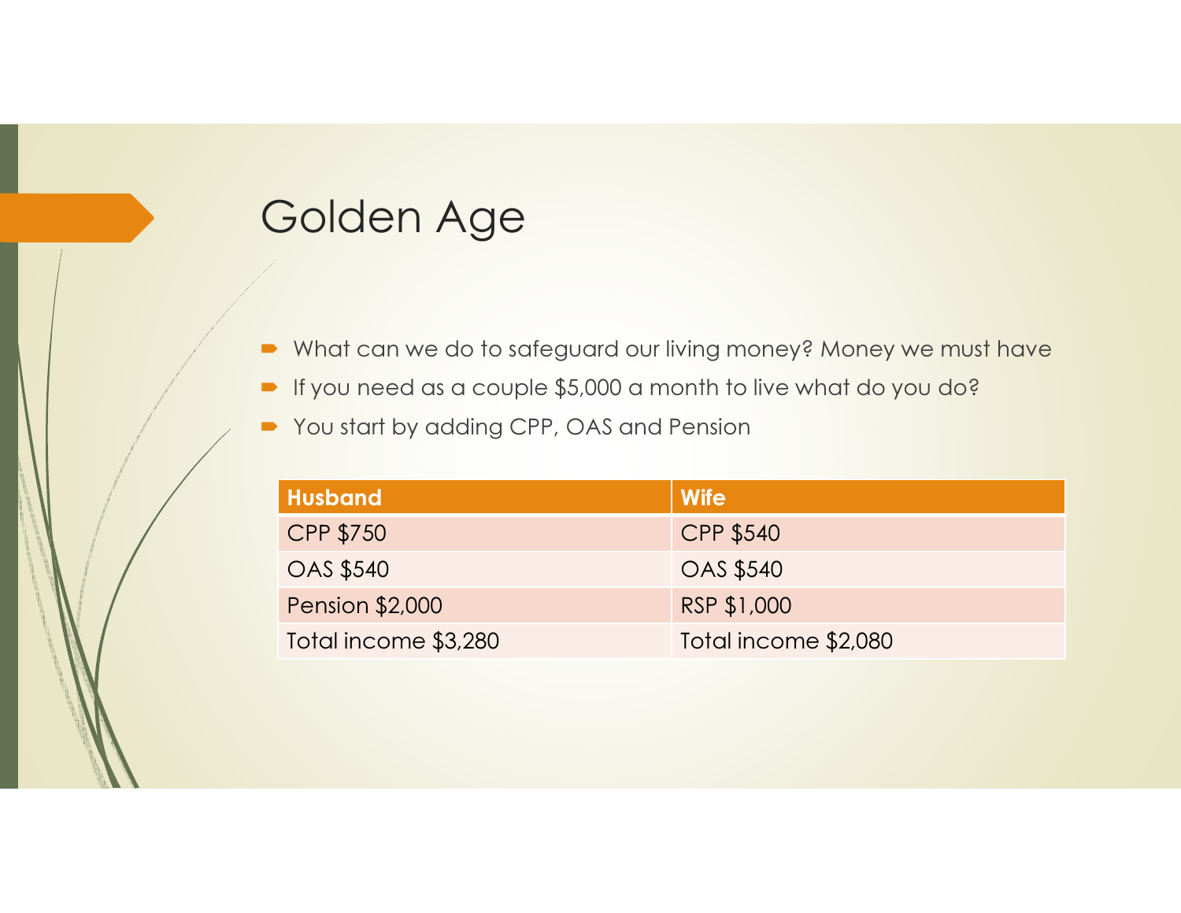# Golden Age

- What can we do to safeguard our living money? Money we must have
- If you need as a couple $5,000 a month to live what do you do?
- You start by adding CPP, OAS and Pension

| Husband | Wife |
| --- | --- |
| CPP $750 | CPP $540 |
| OAS $540 | OAS $540 |
| Pension $2,000 | RSP $1,000 |
| Total income $3,280 | Total income $2,080 |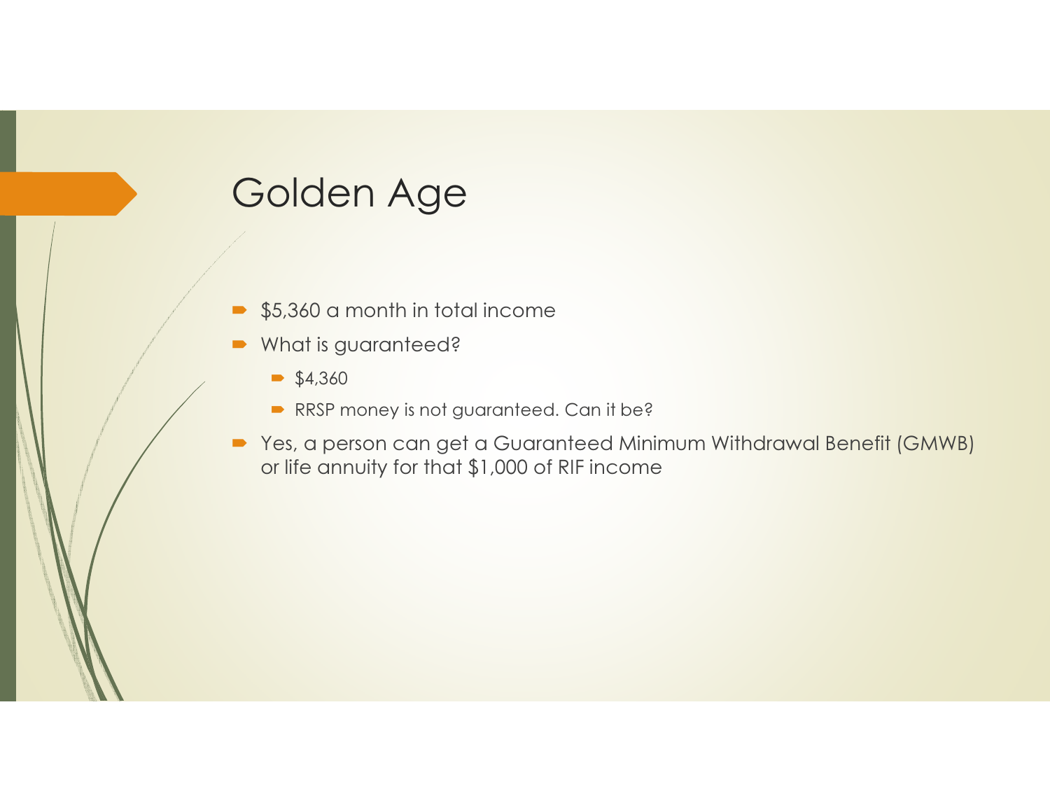# Golden Age

- $5,360 a month in total income
- What is guaranteed?
  - $4,360
  - RRSP money is not guaranteed. Can it be?
- Yes, a person can get a Guaranteed Minimum Withdrawal Benefit (GMWB) or life annuity for that $1,000 of RIF income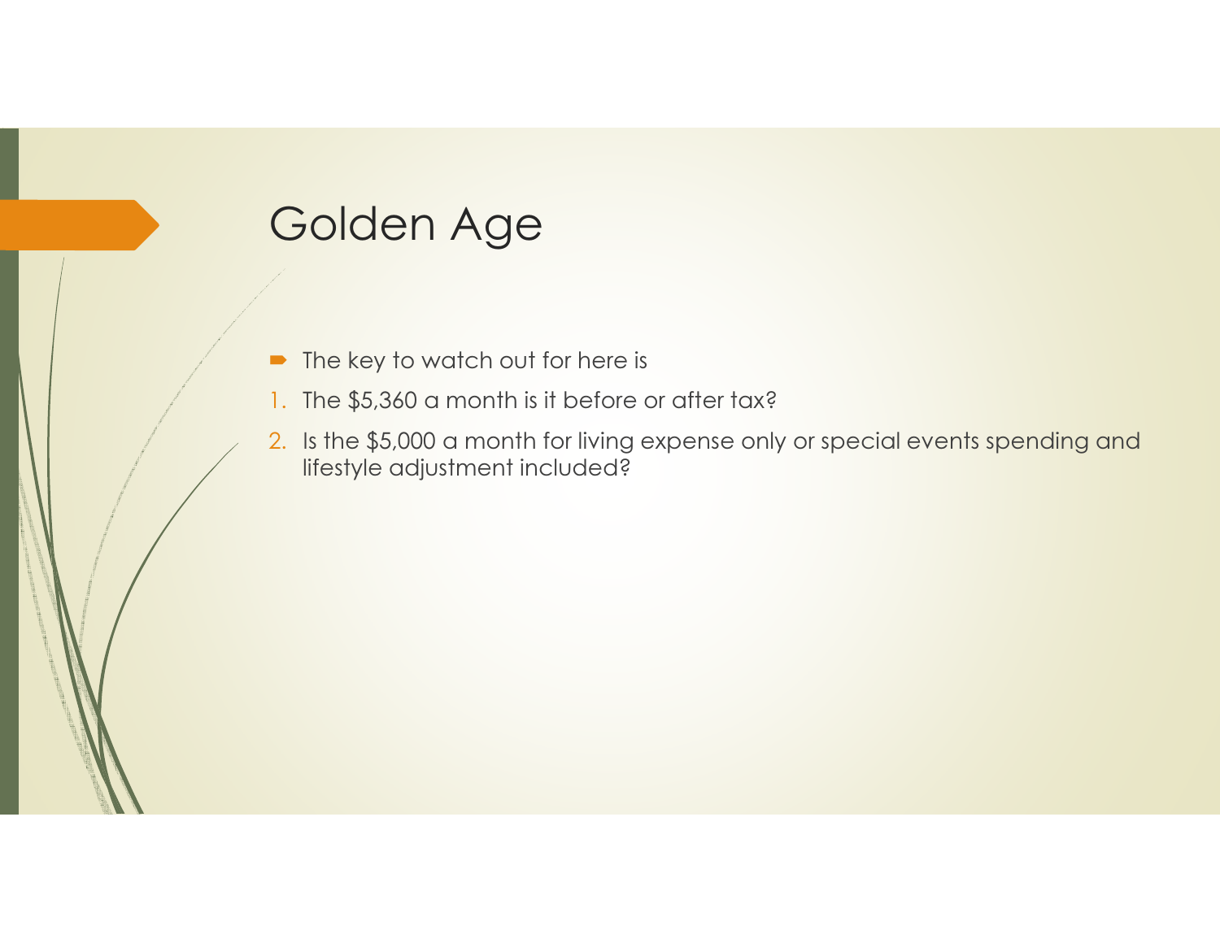# Golden Age

- The key to watch out for here is

1. The $5,360 a month is it before or after tax?
2. Is the $5,000 a month for living expense only or special events spending and lifestyle adjustment included?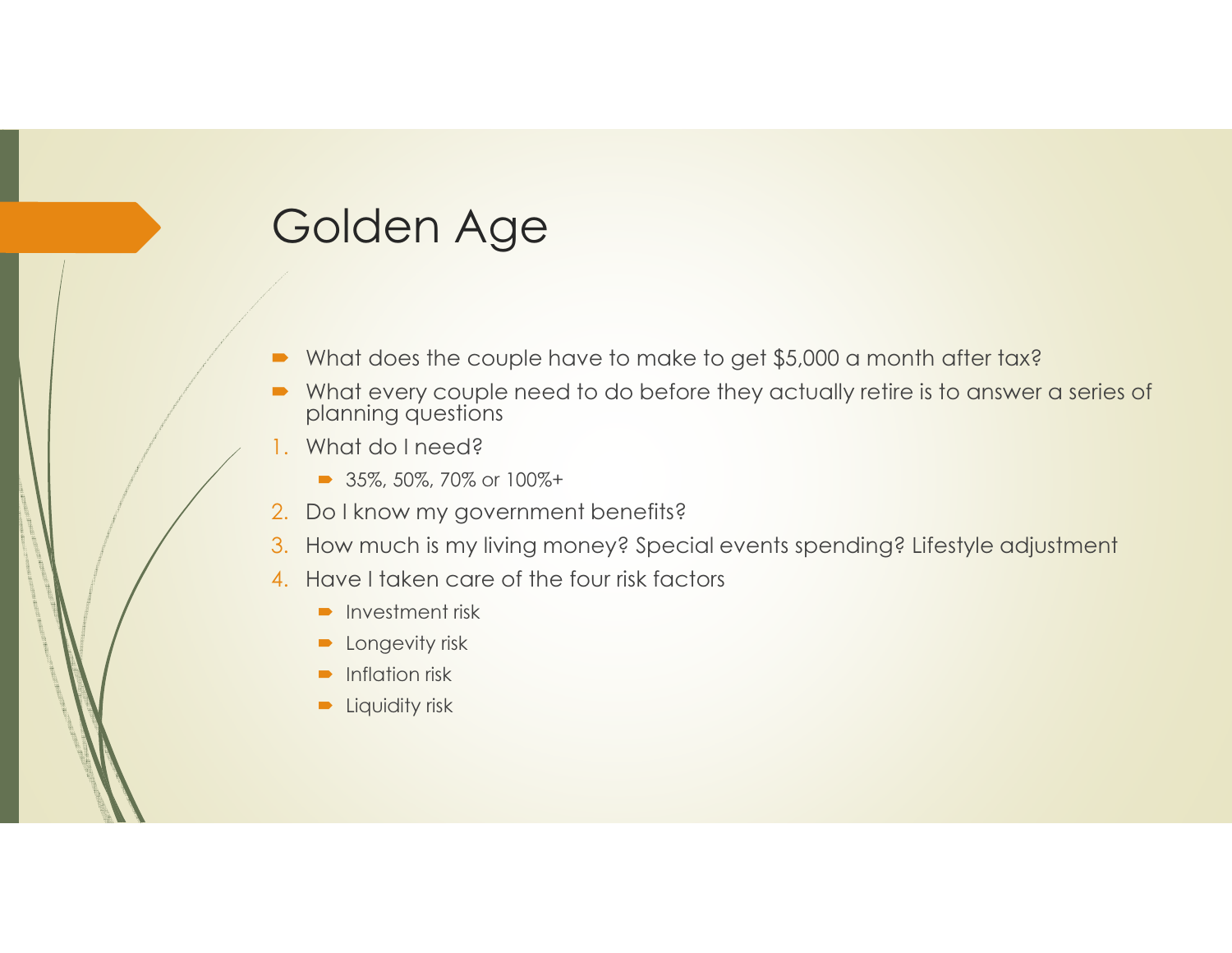# Golden Age

- What does the couple have to make to get $5,000 a month after tax?
- What every couple need to do before they actually retire is to answer a series of planning questions

1. What do I need?
   - 35%, 50%, 70% or 100%+
2. Do I know my government benefits?
3. How much is my living money? Special events spending? Lifestyle adjustment
4. Have I taken care of the four risk factors
   - Investment risk
   - Longevity risk
   - Inflation risk
   - Liquidity risk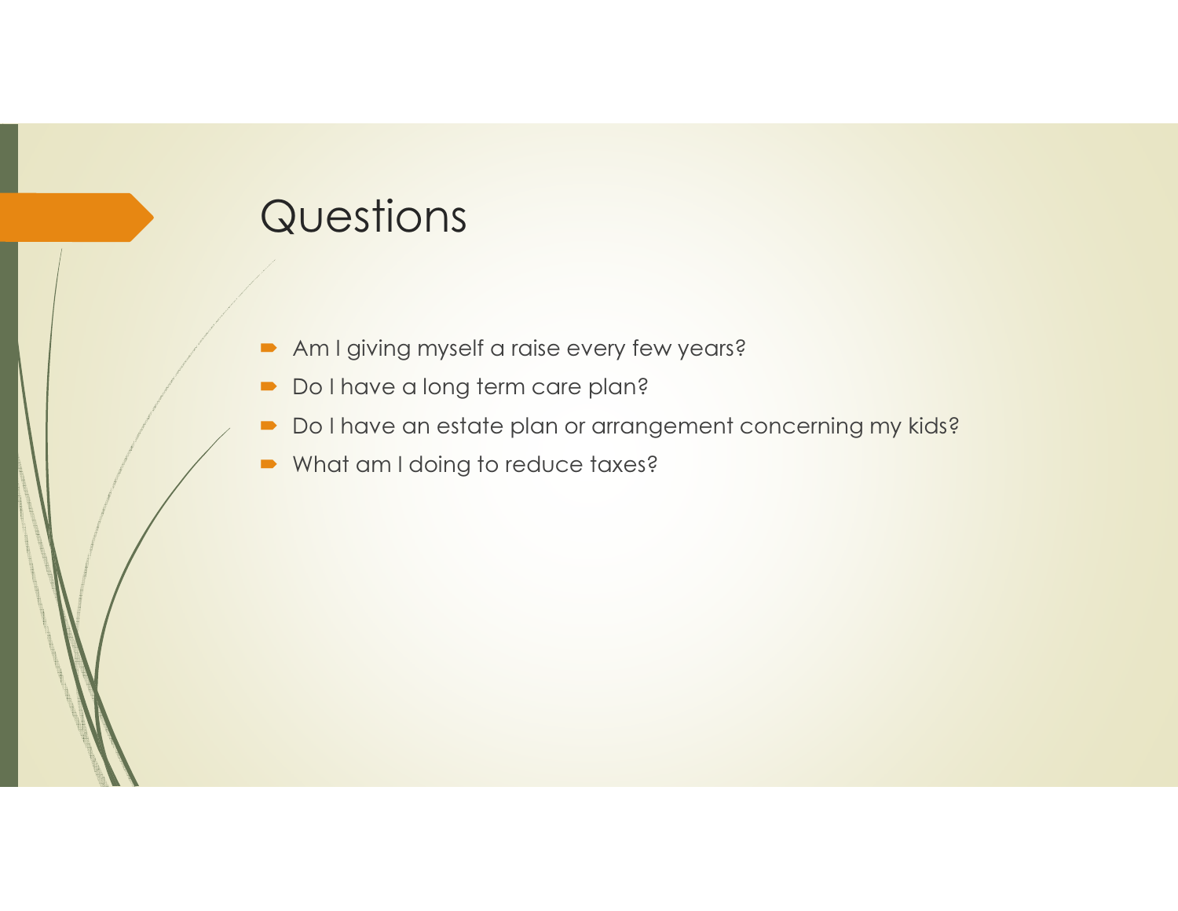# Questions

- Am I giving myself a raise every few years?
- Do I have a long term care plan?
- Do I have an estate plan or arrangement concerning my kids?
- What am I doing to reduce taxes?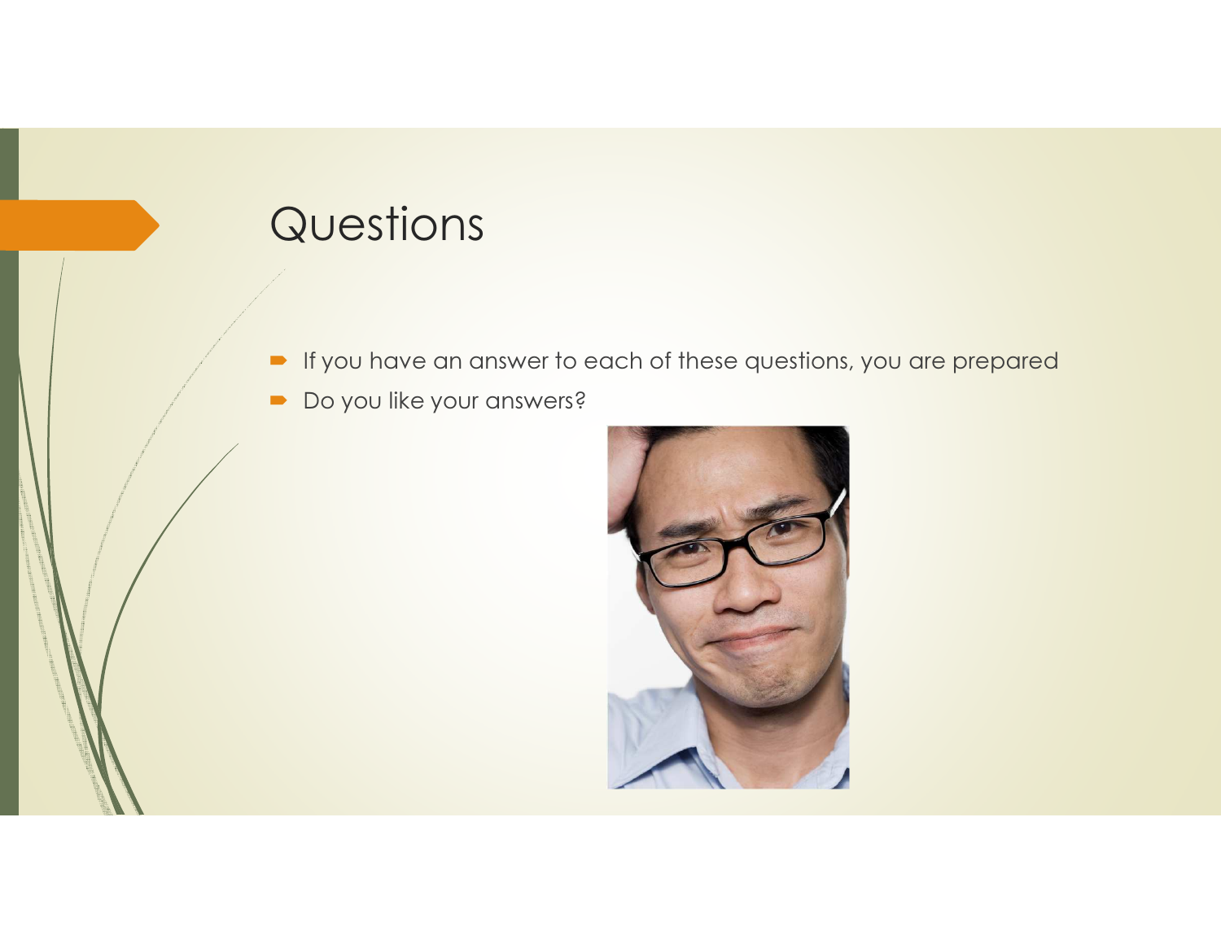# Questions

- If you have an answer to each of these questions, you are prepared
- Do you like your answers?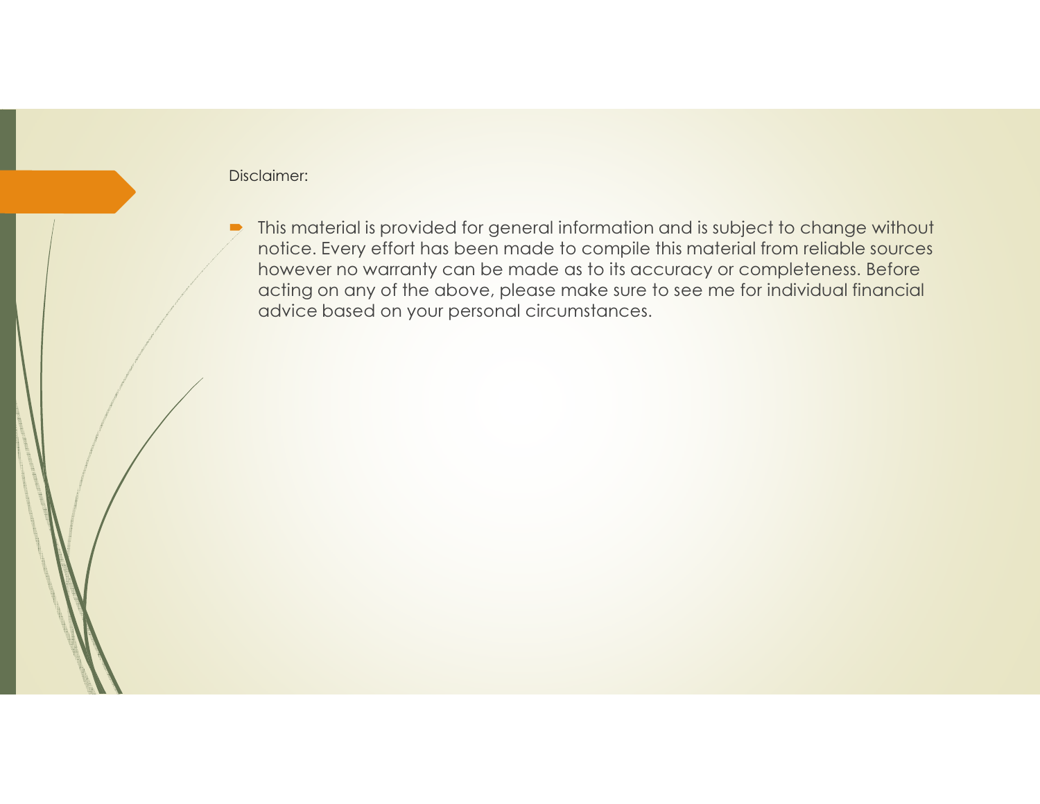Disclaimer:

- This material is provided for general information and is subject to change without notice. Every effort has been made to compile this material from reliable sources however no warranty can be made as to its accuracy or completeness. Before acting on any of the above, please make sure to see me for individual financial advice based on your personal circumstances.